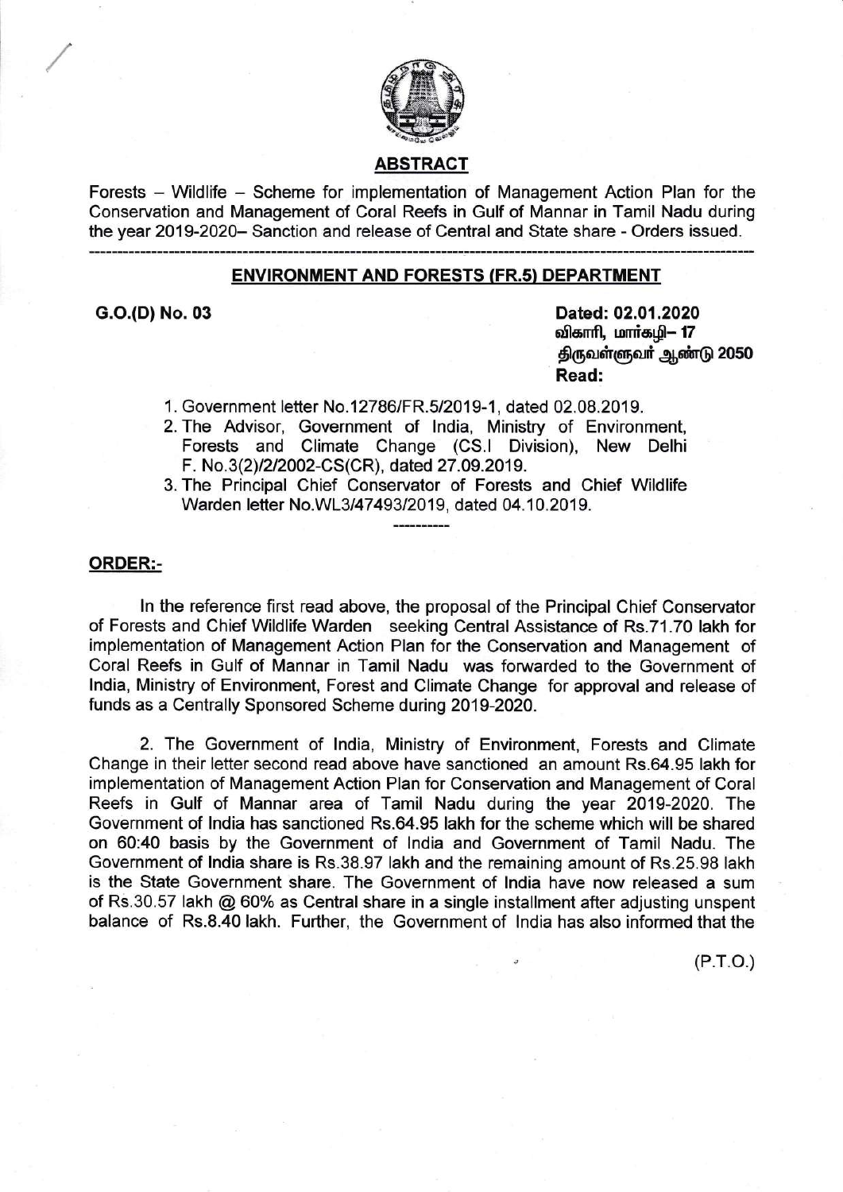## ABSTRACT

Forests – Wildlife – Scheme for implementation of Management Action Plan for the Conservation and Management of Coral Reefs in Gulf of Mannar in Tamil Nadu during the year 2019-2020– Sanction and release of Central and State share - Orders issued.

---

### ENVIRONMENT AND FORESTS (FR.5) DEPARTMENT

**G.O.(D) No. 03**

**Dated: 02.01.2020**
**விகாரி, மார்கழி– 17**
**திருவள்ளுவர் ஆண்டு 2050**
**Read:**

1. Government letter No.12786/FR.5/2019-1, dated 02.08.2019.
2. The Advisor, Government of India, Ministry of Environment, Forests and Climate Change (CS.I Division), New Delhi F. No.3(2)/2/2002-CS(CR), dated 27.09.2019.
3. The Principal Chief Conservator of Forests and Chief Wildlife Warden letter No.WL3/47493/2019, dated 04.10.2019.

----------

**ORDER:-**

In the reference first read above, the proposal of the Principal Chief Conservator of Forests and Chief Wildlife Warden seeking Central Assistance of Rs.71.70 lakh for implementation of Management Action Plan for the Conservation and Management of Coral Reefs in Gulf of Mannar in Tamil Nadu was forwarded to the Government of India, Ministry of Environment, Forest and Climate Change for approval and release of funds as a Centrally Sponsored Scheme during 2019-2020.

2. The Government of India, Ministry of Environment, Forests and Climate Change in their letter second read above have sanctioned an amount Rs.64.95 lakh for implementation of Management Action Plan for Conservation and Management of Coral Reefs in Gulf of Mannar area of Tamil Nadu during the year 2019-2020. The Government of India has sanctioned Rs.64.95 lakh for the scheme which will be shared on 60:40 basis by the Government of India and Government of Tamil Nadu. The Government of India share is Rs.38.97 lakh and the remaining amount of Rs.25.98 lakh is the State Government share. The Government of India have now released a sum of Rs.30.57 lakh @ 60% as Central share in a single installment after adjusting unspent balance of Rs.8.40 lakh. Further, the Government of India has also informed that the

(P.T.O.)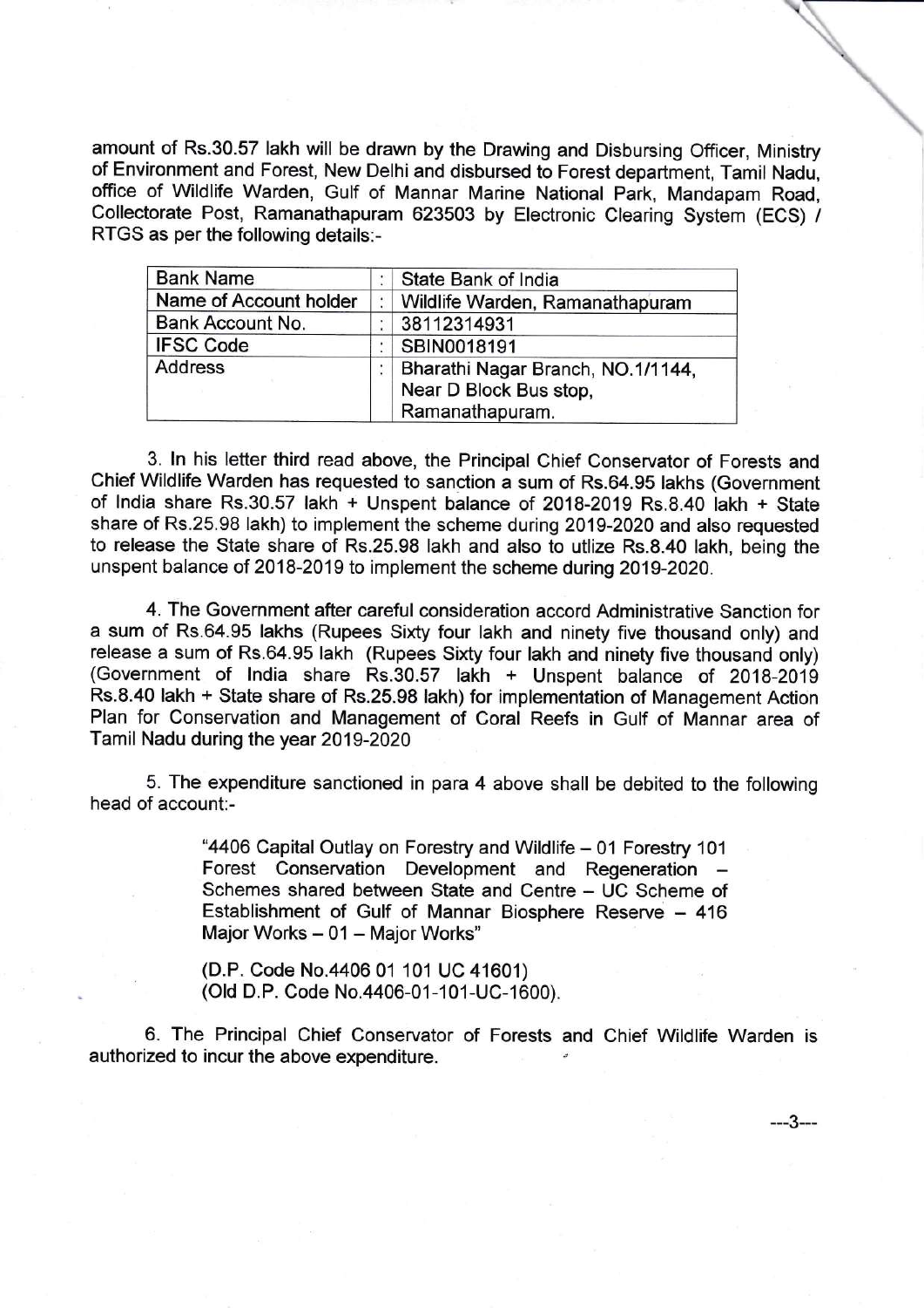amount of Rs.30.57 lakh will be drawn by the Drawing and Disbursing Officer, Ministry of Environment and Forest, New Delhi and disbursed to Forest department, Tamil Nadu, office of Wildlife Warden, Gulf of Mannar Marine National Park, Mandapam Road, Collectorate Post, Ramanathapuram 623503 by Electronic Clearing System (ECS) / RTGS as per the following details:-

| | | |
|---|---|---|
| Bank Name | : | State Bank of India |
| Name of Account holder | : | Wildlife Warden, Ramanathapuram |
| Bank Account No. | : | 38112314931 |
| IFSC Code | : | SBIN0018191 |
| Address | : | Bharathi Nagar Branch, NO.1/1144, Near D Block Bus stop, Ramanathapuram. |

3. In his letter third read above, the Principal Chief Conservator of Forests and Chief Wildlife Warden has requested to sanction a sum of Rs.64.95 lakhs (Government of India share Rs.30.57 lakh + Unspent balance of 2018-2019 Rs.8.40 lakh + State share of Rs.25.98 lakh) to implement the scheme during 2019-2020 and also requested to release the State share of Rs.25.98 lakh and also to utlize Rs.8.40 lakh, being the unspent balance of 2018-2019 to implement the scheme during 2019-2020.

4. The Government after careful consideration accord Administrative Sanction for a sum of Rs.64.95 lakhs (Rupees Sixty four lakh and ninety five thousand only) and release a sum of Rs.64.95 lakh (Rupees Sixty four lakh and ninety five thousand only) (Government of India share Rs.30.57 lakh + Unspent balance of 2018-2019 Rs.8.40 lakh + State share of Rs.25.98 lakh) for implementation of Management Action Plan for Conservation and Management of Coral Reefs in Gulf of Mannar area of Tamil Nadu during the year 2019-2020

5. The expenditure sanctioned in para 4 above shall be debited to the following head of account:-

> "4406 Capital Outlay on Forestry and Wildlife – 01 Forestry 101 Forest Conservation Development and Regeneration – Schemes shared between State and Centre – UC Scheme of Establishment of Gulf of Mannar Biosphere Reserve – 416 Major Works – 01 – Major Works"
>
> (D.P. Code No.4406 01 101 UC 41601)
> (Old D.P. Code No.4406-01-101-UC-1600).

6. The Principal Chief Conservator of Forests and Chief Wildlife Warden is authorized to incur the above expenditure.

---3---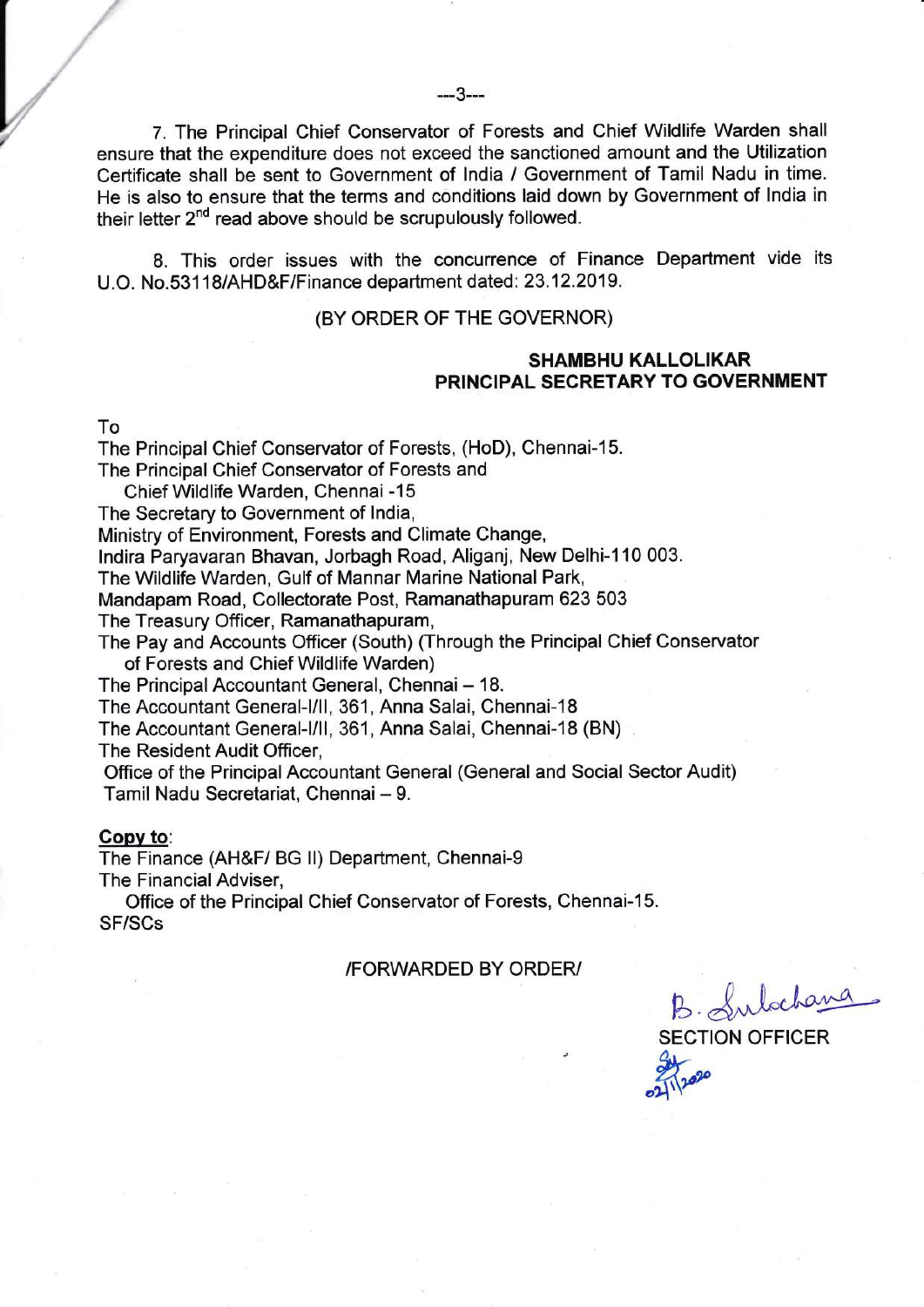7. The Principal Chief Conservator of Forests and Chief Wildlife Warden shall ensure that the expenditure does not exceed the sanctioned amount and the Utilization Certificate shall be sent to Government of India / Government of Tamil Nadu in time. He is also to ensure that the terms and conditions laid down by Government of India in their letter 2nd read above should be scrupulously followed.

8. This order issues with the concurrence of Finance Department vide its U.O. No.53118/AHD&F/Finance department dated: 23.12.2019.

(BY ORDER OF THE GOVERNOR)

**SHAMBHU KALLOLIKAR**
**PRINCIPAL SECRETARY TO GOVERNMENT**

To

The Principal Chief Conservator of Forests, (HoD), Chennai-15.
The Principal Chief Conservator of Forests and
Chief Wildlife Warden, Chennai -15
The Secretary to Government of India,
Ministry of Environment, Forests and Climate Change,
Indira Paryavaran Bhavan, Jorbagh Road, Aliganj, New Delhi-110 003.
The Wildlife Warden, Gulf of Mannar Marine National Park,
Mandapam Road, Collectorate Post, Ramanathapuram 623 503
The Treasury Officer, Ramanathapuram,
The Pay and Accounts Officer (South) (Through the Principal Chief Conservator of Forests and Chief Wildlife Warden)
The Principal Accountant General, Chennai – 18.
The Accountant General-I/II, 361, Anna Salai, Chennai-18
The Accountant General-I/II, 361, Anna Salai, Chennai-18 (BN)
The Resident Audit Officer,
Office of the Principal Accountant General (General and Social Sector Audit)
Tamil Nadu Secretariat, Chennai – 9.

**Copy to:**

The Finance (AH&F/ BG II) Department, Chennai-9
The Financial Adviser,
Office of the Principal Chief Conservator of Forests, Chennai-15.
SF/SCs

/FORWARDED BY ORDER/

B. Sulochana

SECTION OFFICER

02/1/2020